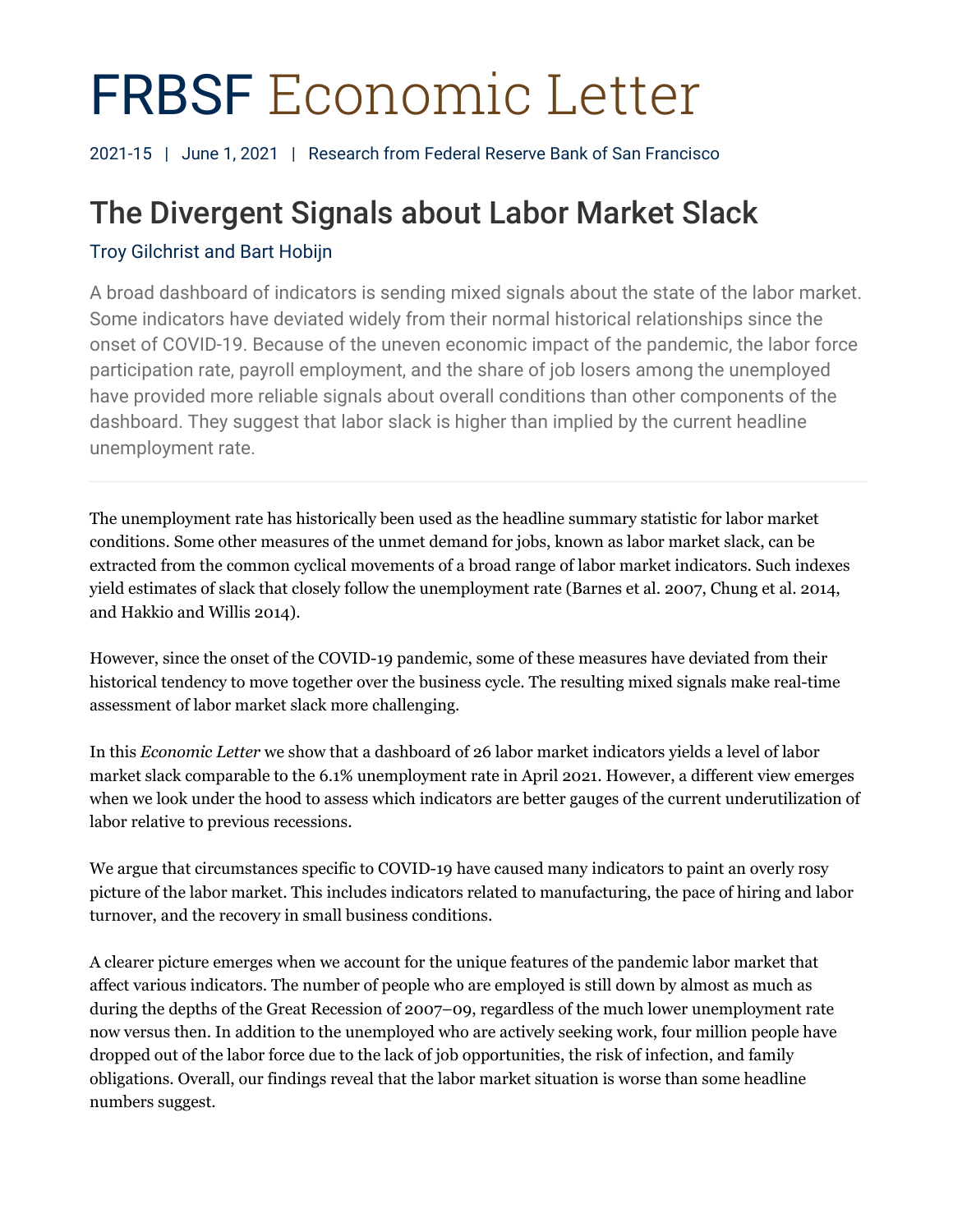# FRBSF Economic Letter

2021-15 | June 1, 2021 | Research from Federal Reserve Bank of San Francisco

## The Divergent Signals about Labor Market Slack

Troy Gilchrist and Bart Hobijn

A broad dashboard of indicators is sending mixed signals about the state of the labor market. Some indicators have deviated widely from their normal historical relationships since the onset of COVID-19. Because of the uneven economic impact of the pandemic, the labor force participation rate, payroll employment, and the share of job losers among the unemployed have provided more reliable signals about overall conditions than other components of the dashboard. They suggest that labor slack is higher than implied by the current headline unemployment rate.

---

The unemployment rate has historically been used as the headline summary statistic for labor market conditions. Some other measures of the unmet demand for jobs, known as labor market slack, can be extracted from the common cyclical movements of a broad range of labor market indicators. Such indexes yield estimates of slack that closely follow the unemployment rate (Barnes et al. 2007, Chung et al. 2014, and Hakkio and Willis 2014).

However, since the onset of the COVID-19 pandemic, some of these measures have deviated from their historical tendency to move together over the business cycle. The resulting mixed signals make real-time assessment of labor market slack more challenging.

In this *Economic Letter* we show that a dashboard of 26 labor market indicators yields a level of labor market slack comparable to the 6.1% unemployment rate in April 2021. However, a different view emerges when we look under the hood to assess which indicators are better gauges of the current underutilization of labor relative to previous recessions.

We argue that circumstances specific to COVID-19 have caused many indicators to paint an overly rosy picture of the labor market. This includes indicators related to manufacturing, the pace of hiring and labor turnover, and the recovery in small business conditions.

A clearer picture emerges when we account for the unique features of the pandemic labor market that affect various indicators. The number of people who are employed is still down by almost as much as during the depths of the Great Recession of 2007–09, regardless of the much lower unemployment rate now versus then. In addition to the unemployed who are actively seeking work, four million people have dropped out of the labor force due to the lack of job opportunities, the risk of infection, and family obligations. Overall, our findings reveal that the labor market situation is worse than some headline numbers suggest.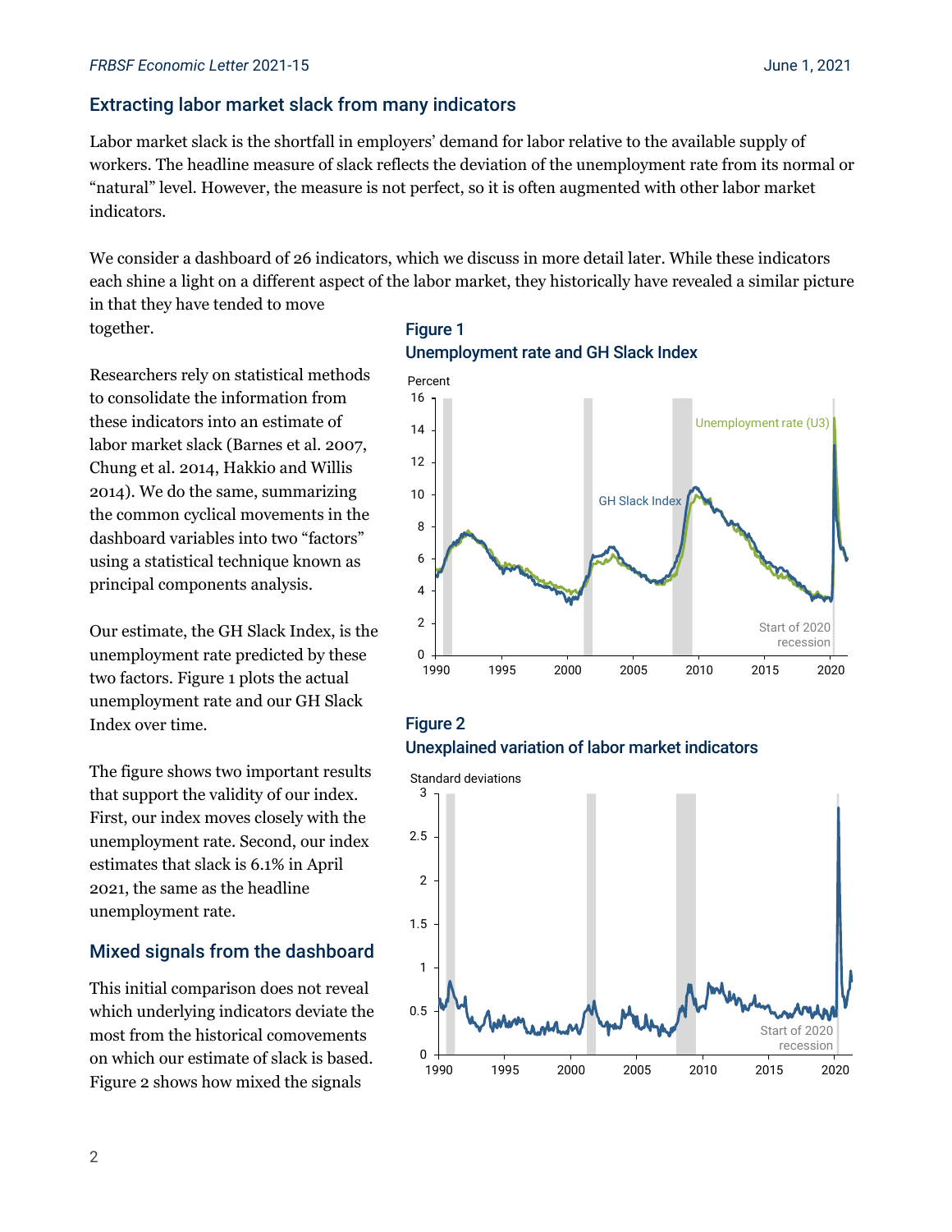## Extracting labor market slack from many indicators

Labor market slack is the shortfall in employers' demand for labor relative to the available supply of workers. The headline measure of slack reflects the deviation of the unemployment rate from its normal or "natural" level. However, the measure is not perfect, so it is often augmented with other labor market indicators.

We consider a dashboard of 26 indicators, which we discuss in more detail later. While these indicators each shine a light on a different aspect of the labor market, they historically have revealed a similar picture in that they have tended to move together.

Researchers rely on statistical methods to consolidate the information from these indicators into an estimate of labor market slack (Barnes et al. 2007, Chung et al. 2014, Hakkio and Willis 2014). We do the same, summarizing the common cyclical movements in the dashboard variables into two "factors" using a statistical technique known as principal components analysis.

Our estimate, the GH Slack Index, is the unemployment rate predicted by these two factors. Figure 1 plots the actual unemployment rate and our GH Slack Index over time.

The figure shows two important results that support the validity of our index. First, our index moves closely with the unemployment rate. Second, our index estimates that slack is 6.1% in April 2021, the same as the headline unemployment rate.

**Figure 1**
**Unemployment rate and GH Slack Index**

**Figure 2**
**Unexplained variation of labor market indicators**

## Mixed signals from the dashboard

This initial comparison does not reveal which underlying indicators deviate the most from the historical comovements on which our estimate of slack is based. Figure 2 shows how mixed the signals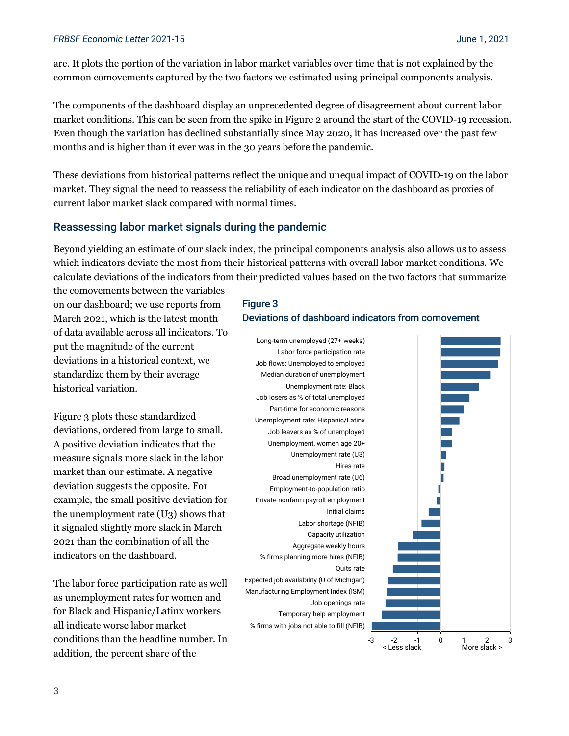are. It plots the portion of the variation in labor market variables over time that is not explained by the common comovements captured by the two factors we estimated using principal components analysis.

The components of the dashboard display an unprecedented degree of disagreement about current labor market conditions. This can be seen from the spike in Figure 2 around the start of the COVID-19 recession. Even though the variation has declined substantially since May 2020, it has increased over the past few months and is higher than it ever was in the 30 years before the pandemic.

These deviations from historical patterns reflect the unique and unequal impact of COVID-19 on the labor market. They signal the need to reassess the reliability of each indicator on the dashboard as proxies of current labor market slack compared with normal times.

## Reassessing labor market signals during the pandemic

Beyond yielding an estimate of our slack index, the principal components analysis also allows us to assess which indicators deviate the most from their historical patterns with overall labor market conditions. We calculate deviations of the indicators from their predicted values based on the two factors that summarize the comovements between the variables on our dashboard; we use reports from March 2021, which is the latest month of data available across all indicators. To put the magnitude of the current deviations in a historical context, we standardize them by their average historical variation.

Figure 3 plots these standardized deviations, ordered from large to small. A positive deviation indicates that the measure signals more slack in the labor market than our estimate. A negative deviation suggests the opposite. For example, the small positive deviation for the unemployment rate (U3) shows that it signaled slightly more slack in March 2021 than the combination of all the indicators on the dashboard.

**Figure 3**
**Deviations of dashboard indicators from comovement**

Indicators (ordered from large to small): Long-term unemployed (27+ weeks); Labor force participation rate; Job flows: Unemployed to employed; Median duration of unemployment; Unemployment rate: Black; Job losers as % of total unemployed; Part-time for economic reasons; Unemployment rate: Hispanic/Latinx; Job leavers as % of unemployed; Unemployment, women age 20+; Unemployment rate (U3); Hires rate; Broad unemployment rate (U6); Employment-to-population ratio; Private nonfarm payroll employment; Initial claims; Labor shortage (NFIB); Capacity utilization; Aggregate weekly hours; % firms planning more hires (NFIB); Quits rate; Expected job availability (U of Michigan); Manufacturing Employment Index (ISM); Job openings rate; Temporary help employment; % firms with jobs not able to fill (NFIB)

Axis: -3 to 3; < Less slack | More slack >

The labor force participation rate as well as unemployment rates for women and for Black and Hispanic/Latinx workers all indicate worse labor market conditions than the headline number. In addition, the percent share of the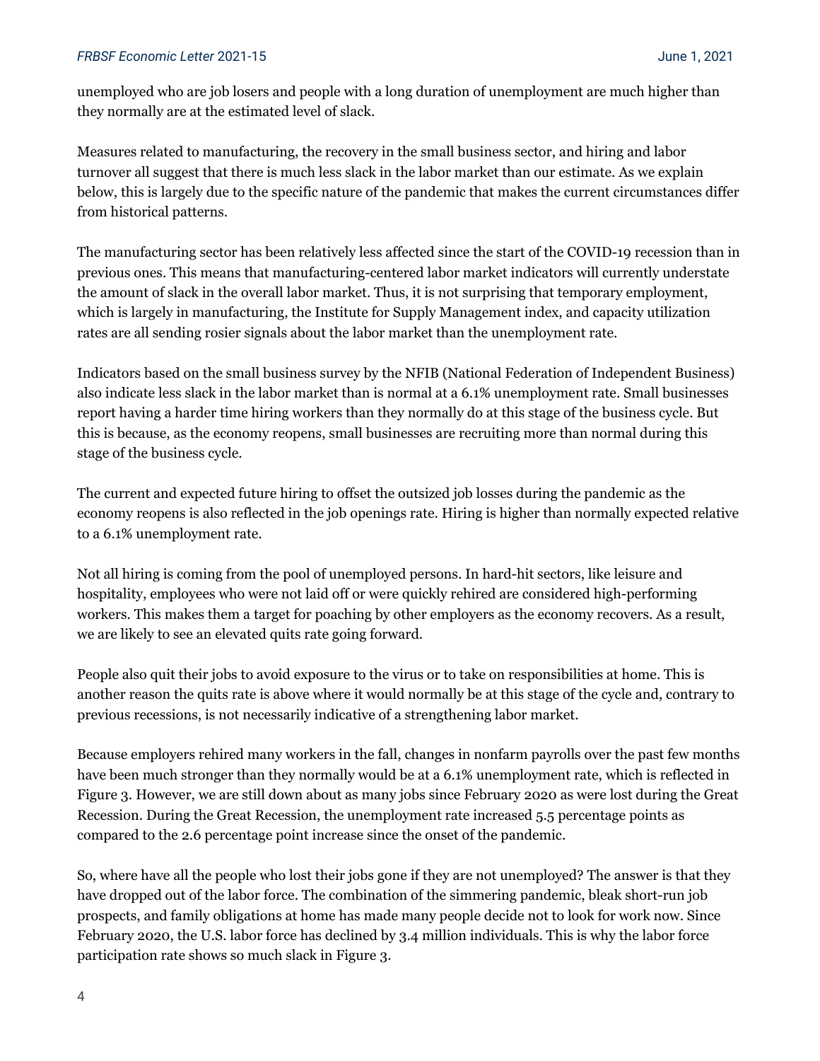unemployed who are job losers and people with a long duration of unemployment are much higher than they normally are at the estimated level of slack.

Measures related to manufacturing, the recovery in the small business sector, and hiring and labor turnover all suggest that there is much less slack in the labor market than our estimate. As we explain below, this is largely due to the specific nature of the pandemic that makes the current circumstances differ from historical patterns.

The manufacturing sector has been relatively less affected since the start of the COVID-19 recession than in previous ones. This means that manufacturing-centered labor market indicators will currently understate the amount of slack in the overall labor market. Thus, it is not surprising that temporary employment, which is largely in manufacturing, the Institute for Supply Management index, and capacity utilization rates are all sending rosier signals about the labor market than the unemployment rate.

Indicators based on the small business survey by the NFIB (National Federation of Independent Business) also indicate less slack in the labor market than is normal at a 6.1% unemployment rate. Small businesses report having a harder time hiring workers than they normally do at this stage of the business cycle. But this is because, as the economy reopens, small businesses are recruiting more than normal during this stage of the business cycle.

The current and expected future hiring to offset the outsized job losses during the pandemic as the economy reopens is also reflected in the job openings rate. Hiring is higher than normally expected relative to a 6.1% unemployment rate.

Not all hiring is coming from the pool of unemployed persons. In hard-hit sectors, like leisure and hospitality, employees who were not laid off or were quickly rehired are considered high-performing workers. This makes them a target for poaching by other employers as the economy recovers. As a result, we are likely to see an elevated quits rate going forward.

People also quit their jobs to avoid exposure to the virus or to take on responsibilities at home. This is another reason the quits rate is above where it would normally be at this stage of the cycle and, contrary to previous recessions, is not necessarily indicative of a strengthening labor market.

Because employers rehired many workers in the fall, changes in nonfarm payrolls over the past few months have been much stronger than they normally would be at a 6.1% unemployment rate, which is reflected in Figure 3. However, we are still down about as many jobs since February 2020 as were lost during the Great Recession. During the Great Recession, the unemployment rate increased 5.5 percentage points as compared to the 2.6 percentage point increase since the onset of the pandemic.

So, where have all the people who lost their jobs gone if they are not unemployed? The answer is that they have dropped out of the labor force. The combination of the simmering pandemic, bleak short-run job prospects, and family obligations at home has made many people decide not to look for work now. Since February 2020, the U.S. labor force has declined by 3.4 million individuals. This is why the labor force participation rate shows so much slack in Figure 3.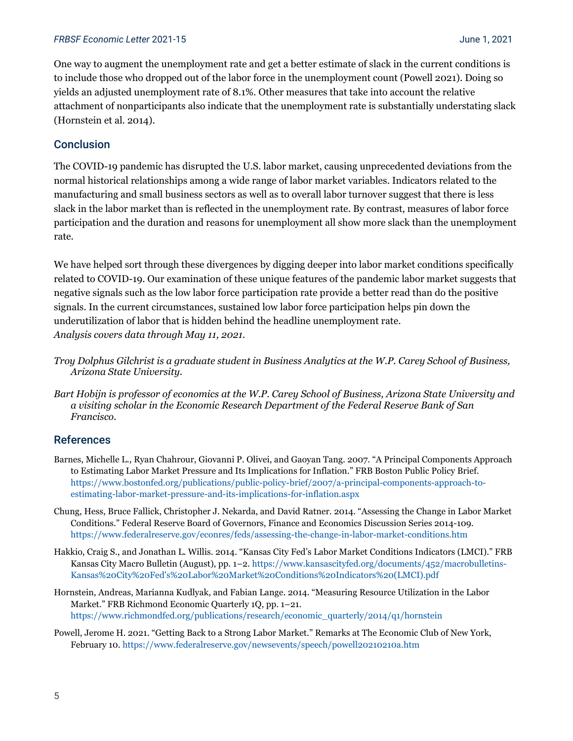One way to augment the unemployment rate and get a better estimate of slack in the current conditions is to include those who dropped out of the labor force in the unemployment count (Powell 2021). Doing so yields an adjusted unemployment rate of 8.1%. Other measures that take into account the relative attachment of nonparticipants also indicate that the unemployment rate is substantially understating slack (Hornstein et al. 2014).

## Conclusion

The COVID-19 pandemic has disrupted the U.S. labor market, causing unprecedented deviations from the normal historical relationships among a wide range of labor market variables. Indicators related to the manufacturing and small business sectors as well as to overall labor turnover suggest that there is less slack in the labor market than is reflected in the unemployment rate. By contrast, measures of labor force participation and the duration and reasons for unemployment all show more slack than the unemployment rate.

We have helped sort through these divergences by digging deeper into labor market conditions specifically related to COVID-19. Our examination of these unique features of the pandemic labor market suggests that negative signals such as the low labor force participation rate provide a better read than do the positive signals. In the current circumstances, sustained low labor force participation helps pin down the underutilization of labor that is hidden behind the headline unemployment rate.
*Analysis covers data through May 11, 2021.*

*Troy Dolphus Gilchrist is a graduate student in Business Analytics at the W.P. Carey School of Business, Arizona State University.*

*Bart Hobijn is professor of economics at the W.P. Carey School of Business, Arizona State University and a visiting scholar in the Economic Research Department of the Federal Reserve Bank of San Francisco.*

## References

Barnes, Michelle L., Ryan Chahrour, Giovanni P. Olivei, and Gaoyan Tang. 2007. "A Principal Components Approach to Estimating Labor Market Pressure and Its Implications for Inflation." FRB Boston Public Policy Brief. https://www.bostonfed.org/publications/public-policy-brief/2007/a-principal-components-approach-to-estimating-labor-market-pressure-and-its-implications-for-inflation.aspx

Chung, Hess, Bruce Fallick, Christopher J. Nekarda, and David Ratner. 2014. "Assessing the Change in Labor Market Conditions." Federal Reserve Board of Governors, Finance and Economics Discussion Series 2014-109. https://www.federalreserve.gov/econres/feds/assessing-the-change-in-labor-market-conditions.htm

Hakkio, Craig S., and Jonathan L. Willis. 2014. "Kansas City Fed's Labor Market Conditions Indicators (LMCI)." FRB Kansas City Macro Bulletin (August), pp. 1–2. https://www.kansascityfed.org/documents/452/macrobulletins-Kansas%20City%20Fed's%20Labor%20Market%20Conditions%20Indicators%20(LMCI).pdf

Hornstein, Andreas, Marianna Kudlyak, and Fabian Lange. 2014. "Measuring Resource Utilization in the Labor Market." FRB Richmond Economic Quarterly 1Q, pp. 1–21. https://www.richmondfed.org/publications/research/economic_quarterly/2014/q1/hornstein

Powell, Jerome H. 2021. "Getting Back to a Strong Labor Market." Remarks at The Economic Club of New York, February 10. https://www.federalreserve.gov/newsevents/speech/powell20210210a.htm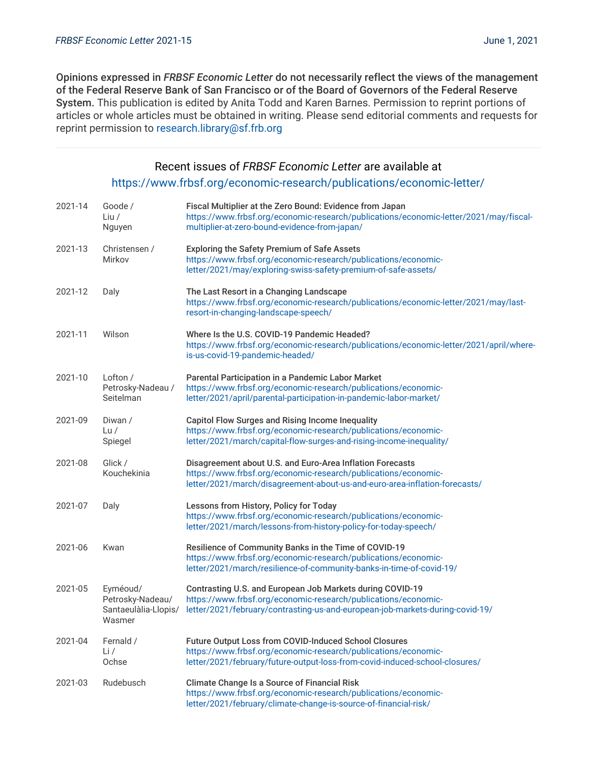**Opinions expressed in *FRBSF Economic Letter* do not necessarily reflect the views of the management of the Federal Reserve Bank of San Francisco or of the Board of Governors of the Federal Reserve System.** This publication is edited by Anita Todd and Karen Barnes. Permission to reprint portions of articles or whole articles must be obtained in writing. Please send editorial comments and requests for reprint permission to research.library@sf.frb.org

Recent issues of *FRBSF Economic Letter* are available at
https://www.frbsf.org/economic-research/publications/economic-letter/

| | | |
|---|---|---|
| 2021-14 | Goode / Liu / Nguyen | **Fiscal Multiplier at the Zero Bound: Evidence from Japan** https://www.frbsf.org/economic-research/publications/economic-letter/2021/may/fiscal-multiplier-at-zero-bound-evidence-from-japan/ |
| 2021-13 | Christensen / Mirkov | **Exploring the Safety Premium of Safe Assets** https://www.frbsf.org/economic-research/publications/economic-letter/2021/may/exploring-swiss-safety-premium-of-safe-assets/ |
| 2021-12 | Daly | **The Last Resort in a Changing Landscape** https://www.frbsf.org/economic-research/publications/economic-letter/2021/may/last-resort-in-changing-landscape-speech/ |
| 2021-11 | Wilson | **Where Is the U.S. COVID-19 Pandemic Headed?** https://www.frbsf.org/economic-research/publications/economic-letter/2021/april/where-is-us-covid-19-pandemic-headed/ |
| 2021-10 | Lofton / Petrosky-Nadeau / Seitelman | **Parental Participation in a Pandemic Labor Market** https://www.frbsf.org/economic-research/publications/economic-letter/2021/april/parental-participation-in-pandemic-labor-market/ |
| 2021-09 | Diwan / Lu / Spiegel | **Capitol Flow Surges and Rising Income Inequality** https://www.frbsf.org/economic-research/publications/economic-letter/2021/march/capital-flow-surges-and-rising-income-inequality/ |
| 2021-08 | Glick / Kouchekinia | **Disagreement about U.S. and Euro-Area Inflation Forecasts** https://www.frbsf.org/economic-research/publications/economic-letter/2021/march/disagreement-about-us-and-euro-area-inflation-forecasts/ |
| 2021-07 | Daly | **Lessons from History, Policy for Today** https://www.frbsf.org/economic-research/publications/economic-letter/2021/march/lessons-from-history-policy-for-today-speech/ |
| 2021-06 | Kwan | **Resilience of Community Banks in the Time of COVID-19** https://www.frbsf.org/economic-research/publications/economic-letter/2021/march/resilience-of-community-banks-in-time-of-covid-19/ |
| 2021-05 | Eyméoud/ Petrosky-Nadeau/ Santaeulàlia-Llopis/ Wasmer | **Contrasting U.S. and European Job Markets during COVID-19** https://www.frbsf.org/economic-research/publications/economic-letter/2021/february/contrasting-us-and-european-job-markets-during-covid-19/ |
| 2021-04 | Fernald / Li / Ochse | **Future Output Loss from COVID-Induced School Closures** https://www.frbsf.org/economic-research/publications/economic-letter/2021/february/future-output-loss-from-covid-induced-school-closures/ |
| 2021-03 | Rudebusch | **Climate Change Is a Source of Financial Risk** https://www.frbsf.org/economic-research/publications/economic-letter/2021/february/climate-change-is-source-of-financial-risk/ |